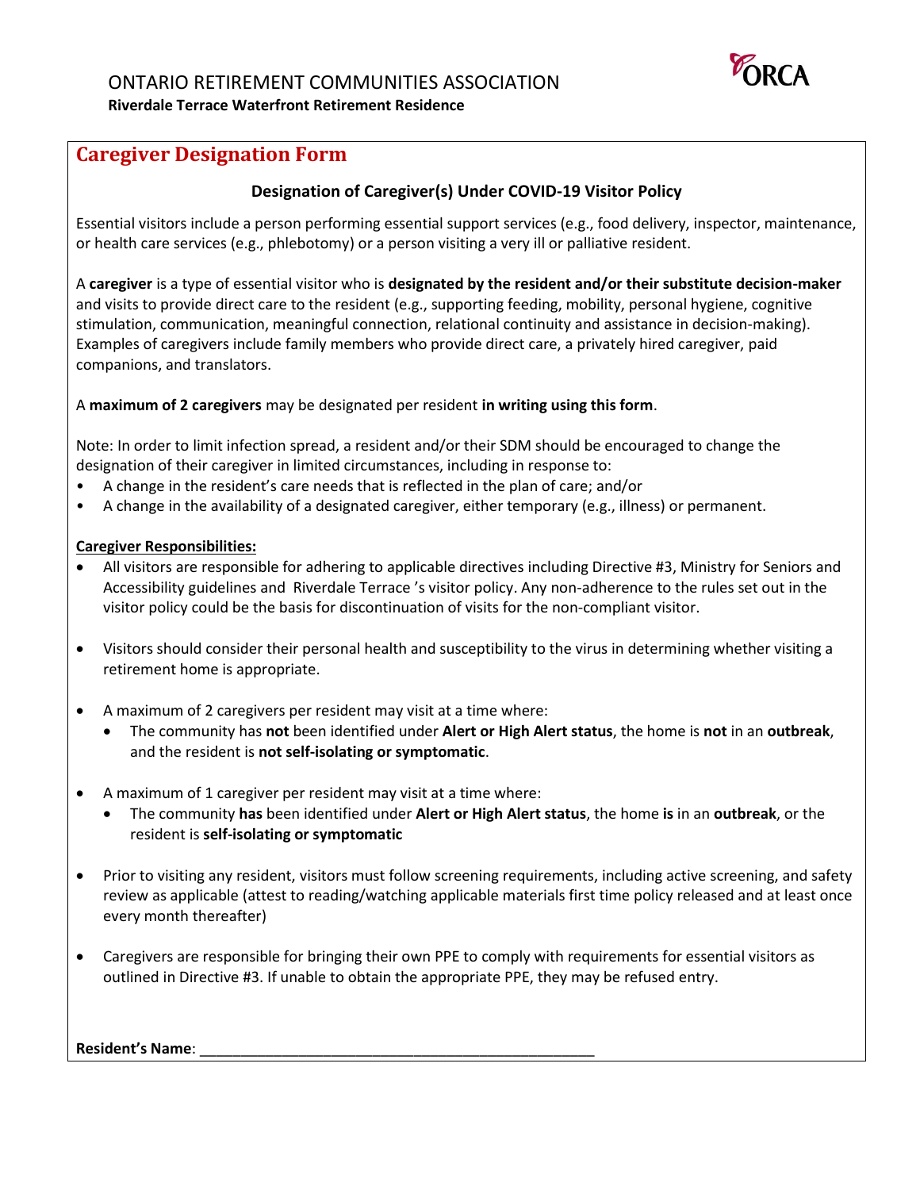ONTARIO RETIREMENT COMMUNITIES ASSOCIATION

**Riverdale Terrace Waterfront Retirement Residence**

## Caregiver Designation Form

### Designation of Caregiver(s) Under COVID-19 Visitor Policy

Essential visitors include a person performing essential support services (e.g., food delivery, inspector, maintenance, or health care services (e.g., phlebotomy) or a person visiting a very ill or palliative resident.

A **caregiver** is a type of essential visitor who is **designated by the resident and/or their substitute decision-maker** and visits to provide direct care to the resident (e.g., supporting feeding, mobility, personal hygiene, cognitive stimulation, communication, meaningful connection, relational continuity and assistance in decision-making). Examples of caregivers include family members who provide direct care, a privately hired caregiver, paid companions, and translators.

A **maximum of 2 caregivers** may be designated per resident **in writing using this form**.

Note: In order to limit infection spread, a resident and/or their SDM should be encouraged to change the designation of their caregiver in limited circumstances, including in response to:

- A change in the resident's care needs that is reflected in the plan of care; and/or
- A change in the availability of a designated caregiver, either temporary (e.g., illness) or permanent.

**Caregiver Responsibilities:**

- All visitors are responsible for adhering to applicable directives including Directive #3, Ministry for Seniors and Accessibility guidelines and Riverdale Terrace 's visitor policy. Any non-adherence to the rules set out in the visitor policy could be the basis for discontinuation of visits for the non-compliant visitor.
- Visitors should consider their personal health and susceptibility to the virus in determining whether visiting a retirement home is appropriate.
- A maximum of 2 caregivers per resident may visit at a time where:
  - The community has **not** been identified under **Alert or High Alert status**, the home is **not** in an **outbreak**, and the resident is **not self-isolating or symptomatic**.
- A maximum of 1 caregiver per resident may visit at a time where:
  - The community **has** been identified under **Alert or High Alert status**, the home **is** in an **outbreak**, or the resident is **self-isolating or symptomatic**
- Prior to visiting any resident, visitors must follow screening requirements, including active screening, and safety review as applicable (attest to reading/watching applicable materials first time policy released and at least once every month thereafter)
- Caregivers are responsible for bringing their own PPE to comply with requirements for essential visitors as outlined in Directive #3. If unable to obtain the appropriate PPE, they may be refused entry.

**Resident's Name**: ________________________________________________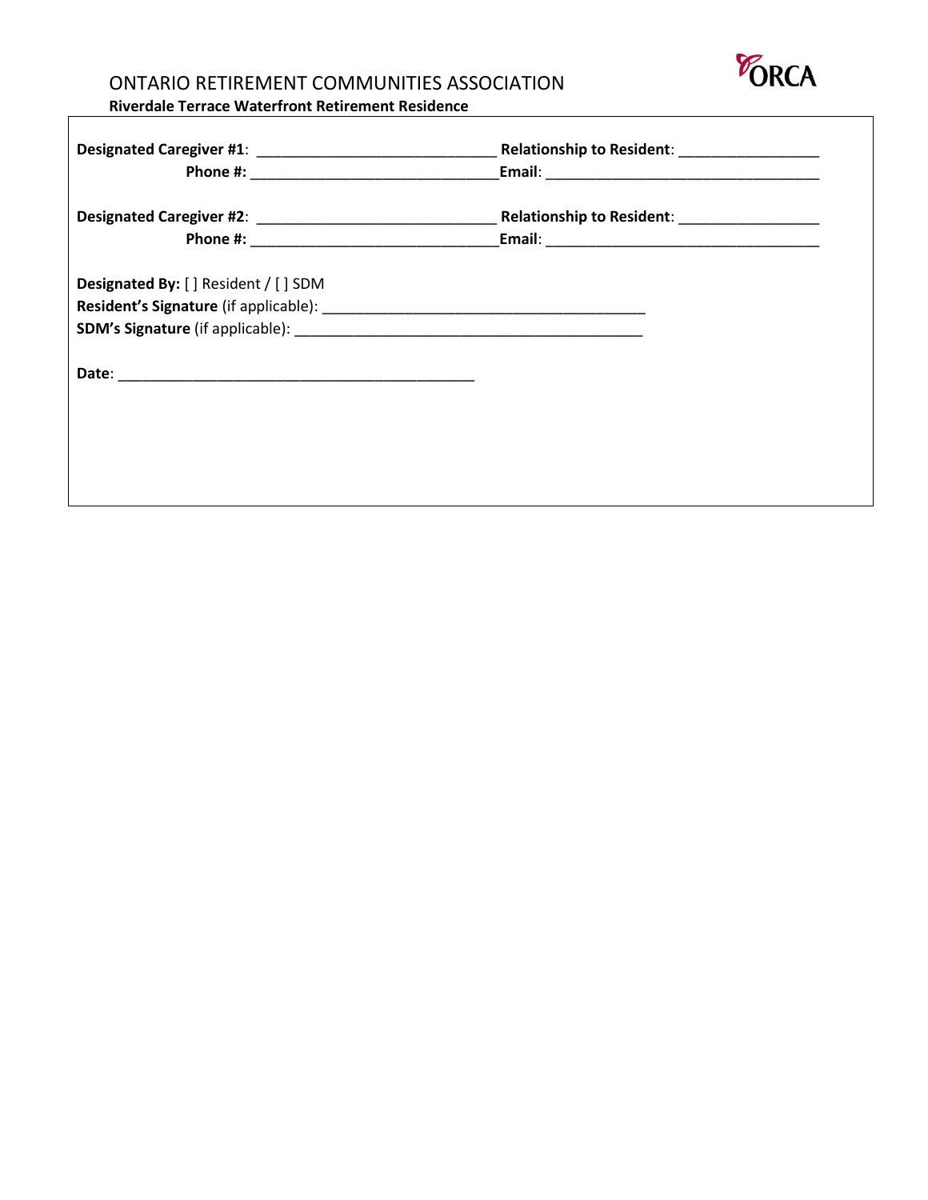ONTARIO RETIREMENT COMMUNITIES ASSOCIATION

**Riverdale Terrace Waterfront Retirement Residence**

**Designated Caregiver #1**: ____________________________ **Relationship to Resident**: _________________

**Phone #:** ______________________________**Email**: ________________________________

**Designated Caregiver #2**: ____________________________ **Relationship to Resident**: _________________

**Phone #:** ______________________________**Email**: ________________________________

**Designated By:** [ ] Resident / [ ] SDM

**Resident's Signature** (if applicable): _______________________________________

**SDM's Signature** (if applicable): __________________________________________

**Date**: ___________________________________________